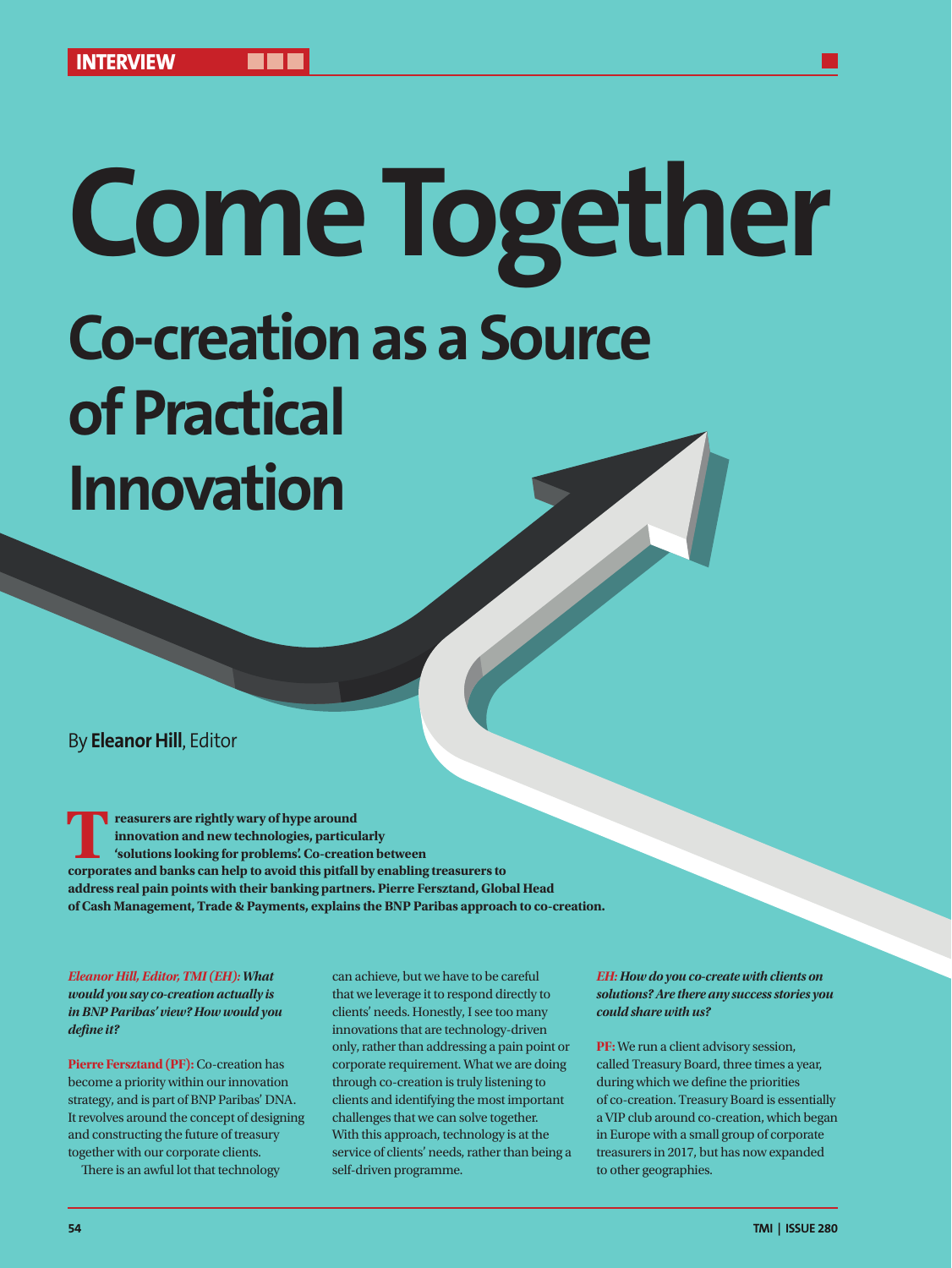# Come Together

## Co-creation as a Source of Practical Innovation

By **Eleanor Hill**, Editor

**Treasurers are rightly wary of hype around innovation and new technologies, particularly 'solutions looking for problems'. Co-creation between corporates and banks can help to avoid this pitfall by enabling treasurers to address real pain points with their banking partners. Pierre Fersztand, Global Head of Cash Management, Trade & Payments, explains the BNP Paribas approach to co-creation.**

***Eleanor Hill, Editor, TMI (EH): What would you say co-creation actually is in BNP Paribas' view? How would you define it?***

**Pierre Fersztand (PF):** Co-creation has become a priority within our innovation strategy, and is part of BNP Paribas' DNA. It revolves around the concept of designing and constructing the future of treasury together with our corporate clients.

There is an awful lot that technology can achieve, but we have to be careful that we leverage it to respond directly to clients' needs. Honestly, I see too many innovations that are technology-driven only, rather than addressing a pain point or corporate requirement. What we are doing through co-creation is truly listening to clients and identifying the most important challenges that we can solve together. With this approach, technology is at the service of clients' needs, rather than being a self-driven programme.

***EH: How do you co-create with clients on solutions? Are there any success stories you could share with us?***

**PF:** We run a client advisory session, called Treasury Board, three times a year, during which we define the priorities of co-creation. Treasury Board is essentially a VIP club around co-creation, which began in Europe with a small group of corporate treasurers in 2017, but has now expanded to other geographies.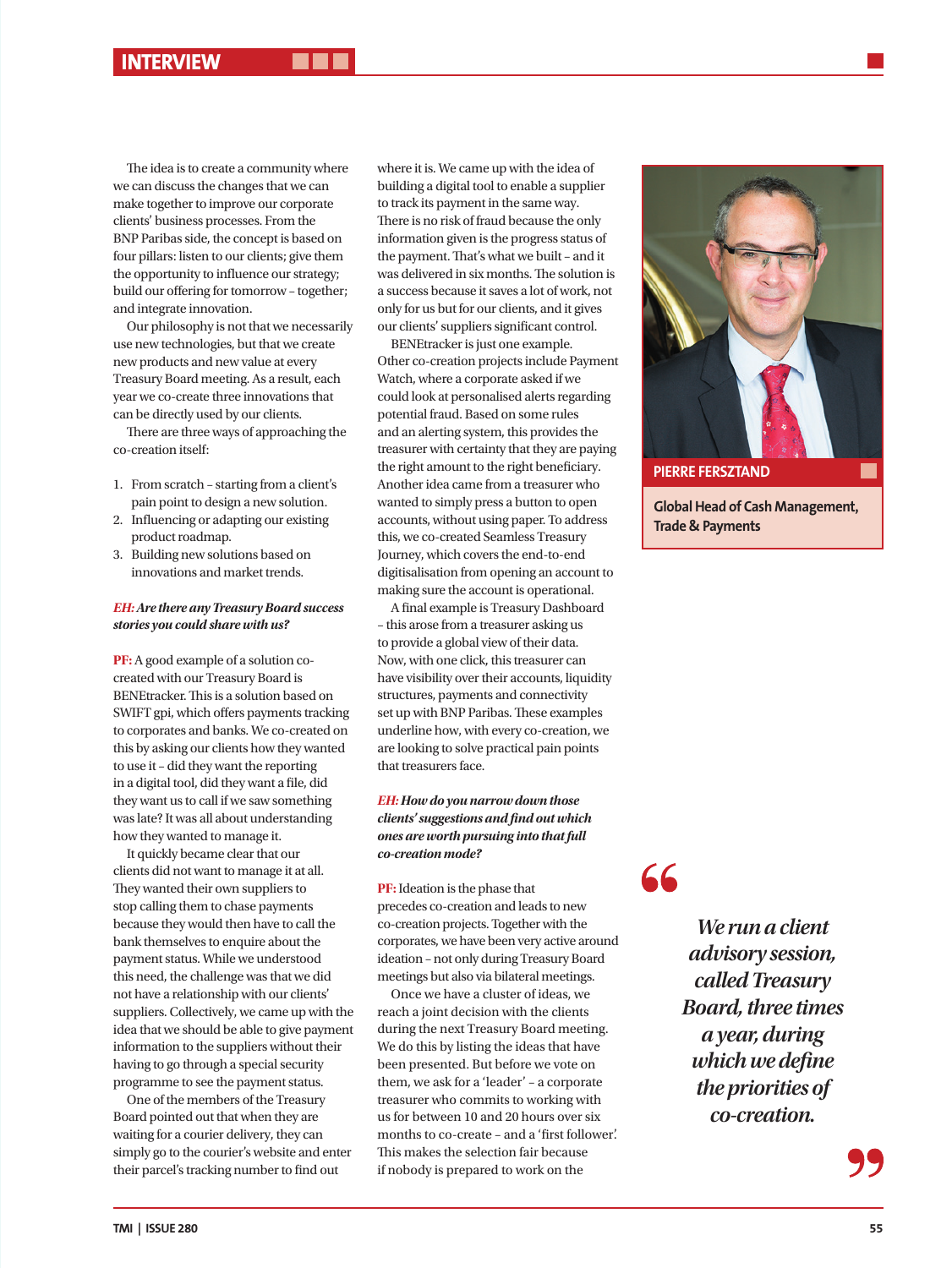The idea is to create a community where we can discuss the changes that we can make together to improve our corporate clients' business processes. From the BNP Paribas side, the concept is based on four pillars: listen to our clients; give them the opportunity to influence our strategy; build our offering for tomorrow – together; and integrate innovation.

Our philosophy is not that we necessarily use new technologies, but that we create new products and new value at every Treasury Board meeting. As a result, each year we co-create three innovations that can be directly used by our clients.

There are three ways of approaching the co-creation itself:

1. From scratch – starting from a client's pain point to design a new solution.
2. Influencing or adapting our existing product roadmap.
3. Building new solutions based on innovations and market trends.

***EH:* Are there any Treasury Board success stories you could share with us?**

**PF:** A good example of a solution co-created with our Treasury Board is BENEtracker. This is a solution based on SWIFT gpi, which offers payments tracking to corporates and banks. We co-created on this by asking our clients how they wanted to use it – did they want the reporting in a digital tool, did they want a file, did they want us to call if we saw something was late? It was all about understanding how they wanted to manage it.

It quickly became clear that our clients did not want to manage it at all. They wanted their own suppliers to stop calling them to chase payments because they would then have to call the bank themselves to enquire about the payment status. While we understood this need, the challenge was that we did not have a relationship with our clients' suppliers. Collectively, we came up with the idea that we should be able to give payment information to the suppliers without their having to go through a special security programme to see the payment status.

One of the members of the Treasury Board pointed out that when they are waiting for a courier delivery, they can simply go to the courier's website and enter their parcel's tracking number to find out where it is. We came up with the idea of building a digital tool to enable a supplier to track its payment in the same way. There is no risk of fraud because the only information given is the progress status of the payment. That's what we built – and it was delivered in six months. The solution is a success because it saves a lot of work, not only for us but for our clients, and it gives our clients' suppliers significant control.

BENEtracker is just one example. Other co-creation projects include Payment Watch, where a corporate asked if we could look at personalised alerts regarding potential fraud. Based on some rules and an alerting system, this provides the treasurer with certainty that they are paying the right amount to the right beneficiary. Another idea came from a treasurer who wanted to simply press a button to open accounts, without using paper. To address this, we co-created Seamless Treasury Journey, which covers the end-to-end digitisalisation from opening an account to making sure the account is operational.

A final example is Treasury Dashboard – this arose from a treasurer asking us to provide a global view of their data. Now, with one click, this treasurer can have visibility over their accounts, liquidity structures, payments and connectivity set up with BNP Paribas. These examples underline how, with every co-creation, we are looking to solve practical pain points that treasurers face.

***EH:* How do you narrow down those clients' suggestions and find out which ones are worth pursuing into that full co-creation mode?**

**PF:** Ideation is the phase that precedes co-creation and leads to new co-creation projects. Together with the corporates, we have been very active around ideation – not only during Treasury Board meetings but also via bilateral meetings.

Once we have a cluster of ideas, we reach a joint decision with the clients during the next Treasury Board meeting. We do this by listing the ideas that have been presented. But before we vote on them, we ask for a 'leader' – a corporate treasurer who commits to working with us for between 10 and 20 hours over six months to co-create – and a 'first follower'. This makes the selection fair because if nobody is prepared to work on the

**PIERRE FERSZTAND**

**Global Head of Cash Management, Trade & Payments**

> *We run a client advisory session, called Treasury Board, three times a year, during which we define the priorities of co-creation.*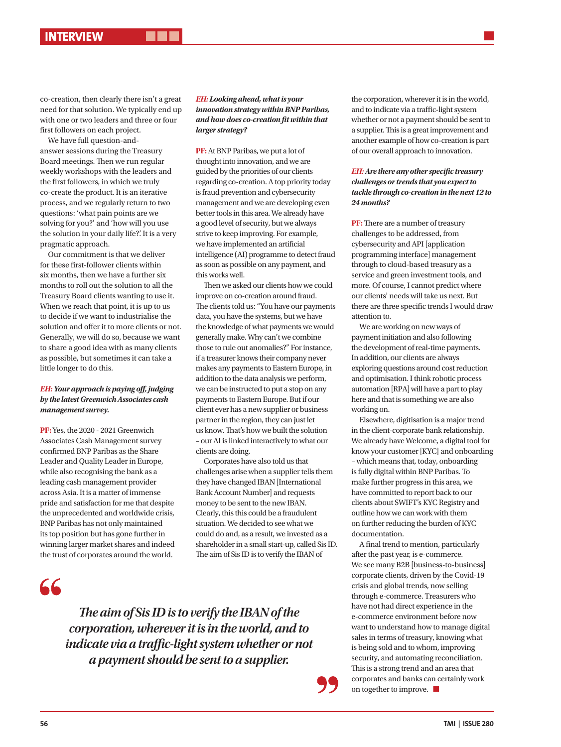co-creation, then clearly there isn't a great need for that solution. We typically end up with one or two leaders and three or four first followers on each project.

We have full question-and-answer sessions during the Treasury Board meetings. Then we run regular weekly workshops with the leaders and the first followers, in which we truly co-create the product. It is an iterative process, and we regularly return to two questions: 'what pain points are we solving for you?' and 'how will you use the solution in your daily life?'. It is a very pragmatic approach.

Our commitment is that we deliver for these first-follower clients within six months, then we have a further six months to roll out the solution to all the Treasury Board clients wanting to use it. When we reach that point, it is up to us to decide if we want to industrialise the solution and offer it to more clients or not. Generally, we will do so, because we want to share a good idea with as many clients as possible, but sometimes it can take a little longer to do this.

***EH:* *Your approach is paying off, judging by the latest Greenwich Associates cash management survey.***

**PF:** Yes, the 2020 - 2021 Greenwich Associates Cash Management survey confirmed BNP Paribas as the Share Leader and Quality Leader in Europe, while also recognising the bank as a leading cash management provider across Asia. It is a matter of immense pride and satisfaction for me that despite the unprecedented and worldwide crisis, BNP Paribas has not only maintained its top position but has gone further in winning larger market shares and indeed the trust of corporates around the world.

***EH:* *Looking ahead, what is your innovation strategy within BNP Paribas, and how does co-creation fit within that larger strategy?***

**PF:** At BNP Paribas, we put a lot of thought into innovation, and we are guided by the priorities of our clients regarding co-creation. A top priority today is fraud prevention and cybersecurity management and we are developing even better tools in this area. We already have a good level of security, but we always strive to keep improving. For example, we have implemented an artificial intelligence (AI) programme to detect fraud as soon as possible on any payment, and this works well.

Then we asked our clients how we could improve on co-creation around fraud. The clients told us: "You have our payments data, you have the systems, but we have the knowledge of what payments we would generally make. Why can't we combine those to rule out anomalies?" For instance, if a treasurer knows their company never makes any payments to Eastern Europe, in addition to the data analysis we perform, we can be instructed to put a stop on any payments to Eastern Europe. But if our client ever has a new supplier or business partner in the region, they can just let us know. That's how we built the solution – our AI is linked interactively to what our clients are doing.

Corporates have also told us that challenges arise when a supplier tells them they have changed IBAN [International Bank Account Number] and requests money to be sent to the new IBAN. Clearly, this this could be a fraudulent situation. We decided to see what we could do and, as a result, we invested as a shareholder in a small start-up, called Sis ID. The aim of Sis ID is to verify the IBAN of the corporation, wherever it is in the world, and to indicate via a traffic-light system whether or not a payment should be sent to a supplier. This is a great improvement and another example of how co-creation is part of our overall approach to innovation.

> ***The aim of Sis ID is to verify the IBAN of the corporation, wherever it is in the world, and to indicate via a traffic-light system whether or not a payment should be sent to a supplier.***

***EH:* *Are there any other specific treasury challenges or trends that you expect to tackle through co-creation in the next 12 to 24 months?***

**PF:** There are a number of treasury challenges to be addressed, from cybersecurity and API [application programming interface] management through to cloud-based treasury as a service and green investment tools, and more. Of course, I cannot predict where our clients' needs will take us next. But there are three specific trends I would draw attention to.

We are working on new ways of payment initiation and also following the development of real-time payments. In addition, our clients are always exploring questions around cost reduction and optimisation. I think robotic process automation [RPA] will have a part to play here and that is something we are also working on.

Elsewhere, digitisation is a major trend in the client-corporate bank relationship. We already have Welcome, a digital tool for know your customer [KYC] and onboarding – which means that, today, onboarding is fully digital within BNP Paribas. To make further progress in this area, we have committed to report back to our clients about SWIFT's KYC Registry and outline how we can work with them on further reducing the burden of KYC documentation.

A final trend to mention, particularly after the past year, is e-commerce. We see many B2B [business-to-business] corporate clients, driven by the Covid-19 crisis and global trends, now selling through e-commerce. Treasurers who have not had direct experience in the e-commerce environment before now want to understand how to manage digital sales in terms of treasury, knowing what is being sold and to whom, improving security, and automating reconciliation. This is a strong trend and an area that corporates and banks can certainly work on together to improve. ■